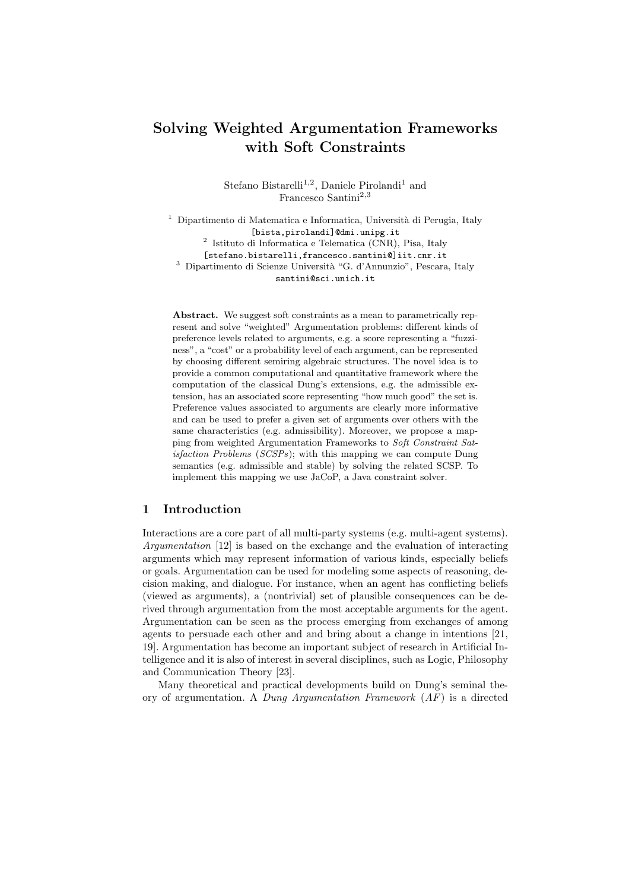# Solving Weighted Argumentation Frameworks with Soft Constraints

Stefano Bistarelli[1,2], Daniele Pirolandi[1] and Francesco Santini[2,3]

[1] Dipartimento di Matematica e Informatica, Università di Perugia, Italy
[bista,pirolandi]@dmi.unipg.it

[2] Istituto di Informatica e Telematica (CNR), Pisa, Italy
[stefano.bistarelli,francesco.santini@]iit.cnr.it

[3] Dipartimento di Scienze Università "G. d'Annunzio", Pescara, Italy
santini@sci.unich.it

**Abstract.** We suggest soft constraints as a mean to parametrically represent and solve "weighted" Argumentation problems: different kinds of preference levels related to arguments, e.g. a score representing a "fuzziness", a "cost" or a probability level of each argument, can be represented by choosing different semiring algebraic structures. The novel idea is to provide a common computational and quantitative framework where the computation of the classical Dung's extensions, e.g. the admissible extension, has an associated score representing "how much good" the set is. Preference values associated to arguments are clearly more informative and can be used to prefer a given set of arguments over others with the same characteristics (e.g. admissibility). Moreover, we propose a mapping from weighted Argumentation Frameworks to *Soft Constraint Satisfaction Problems* (*SCSPs*); with this mapping we can compute Dung semantics (e.g. admissible and stable) by solving the related SCSP. To implement this mapping we use JaCoP, a Java constraint solver.

## 1 Introduction

Interactions are a core part of all multi-party systems (e.g. multi-agent systems). *Argumentation* [12] is based on the exchange and the evaluation of interacting arguments which may represent information of various kinds, especially beliefs or goals. Argumentation can be used for modeling some aspects of reasoning, decision making, and dialogue. For instance, when an agent has conflicting beliefs (viewed as arguments), a (nontrivial) set of plausible consequences can be derived through argumentation from the most acceptable arguments for the agent. Argumentation can be seen as the process emerging from exchanges of among agents to persuade each other and and bring about a change in intentions [21, 19]. Argumentation has become an important subject of research in Artificial Intelligence and it is also of interest in several disciplines, such as Logic, Philosophy and Communication Theory [23].

Many theoretical and practical developments build on Dung's seminal theory of argumentation. A *Dung Argumentation Framework* (*AF*) is a directed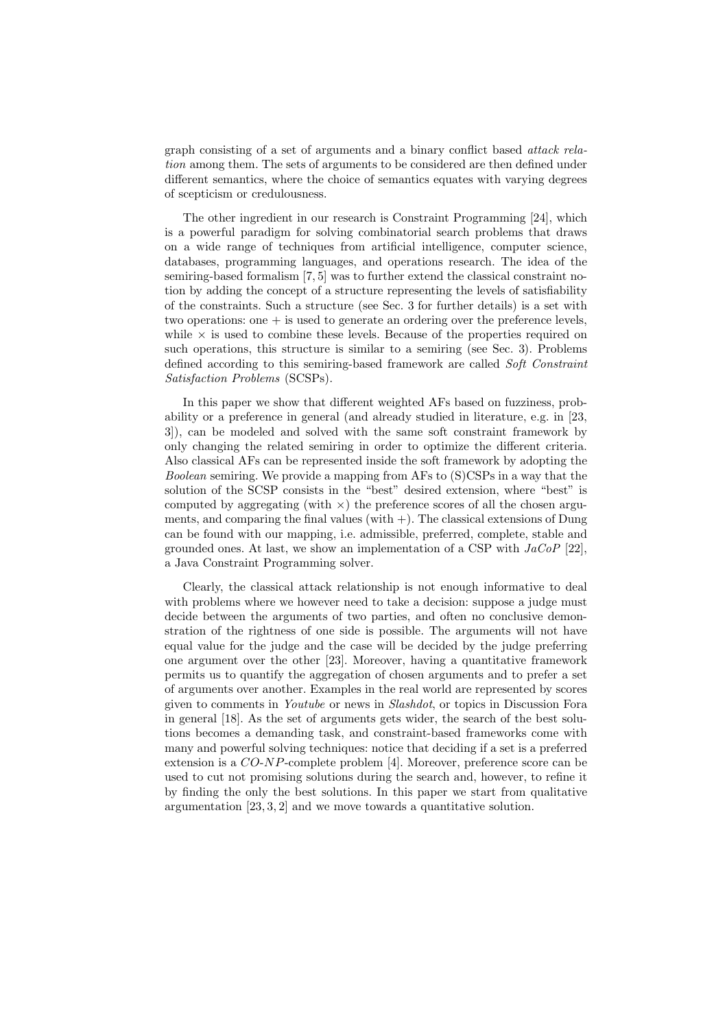graph consisting of a set of arguments and a binary conflict based *attack relation* among them. The sets of arguments to be considered are then defined under different semantics, where the choice of semantics equates with varying degrees of scepticism or credulousness.

The other ingredient in our research is Constraint Programming [24], which is a powerful paradigm for solving combinatorial search problems that draws on a wide range of techniques from artificial intelligence, computer science, databases, programming languages, and operations research. The idea of the semiring-based formalism [7, 5] was to further extend the classical constraint notion by adding the concept of a structure representing the levels of satisfiability of the constraints. Such a structure (see Sec. 3 for further details) is a set with two operations: one $+$ is used to generate an ordering over the preference levels, while $\times$ is used to combine these levels. Because of the properties required on such operations, this structure is similar to a semiring (see Sec. 3). Problems defined according to this semiring-based framework are called *Soft Constraint Satisfaction Problems* (SCSPs).

In this paper we show that different weighted AFs based on fuzziness, probability or a preference in general (and already studied in literature, e.g. in [23, 3]), can be modeled and solved with the same soft constraint framework by only changing the related semiring in order to optimize the different criteria. Also classical AFs can be represented inside the soft framework by adopting the *Boolean* semiring. We provide a mapping from AFs to (S)CSPs in a way that the solution of the SCSP consists in the "best" desired extension, where "best" is computed by aggregating (with $\times$) the preference scores of all the chosen arguments, and comparing the final values (with $+$). The classical extensions of Dung can be found with our mapping, i.e. admissible, preferred, complete, stable and grounded ones. At last, we show an implementation of a CSP with *JaCoP* [22], a Java Constraint Programming solver.

Clearly, the classical attack relationship is not enough informative to deal with problems where we however need to take a decision: suppose a judge must decide between the arguments of two parties, and often no conclusive demonstration of the rightness of one side is possible. The arguments will not have equal value for the judge and the case will be decided by the judge preferring one argument over the other [23]. Moreover, having a quantitative framework permits us to quantify the aggregation of chosen arguments and to prefer a set of arguments over another. Examples in the real world are represented by scores given to comments in *Youtube* or news in *Slashdot*, or topics in Discussion Fora in general [18]. As the set of arguments gets wider, the search of the best solutions becomes a demanding task, and constraint-based frameworks come with many and powerful solving techniques: notice that deciding if a set is a preferred extension is a *CO-NP*-complete problem [4]. Moreover, preference score can be used to cut not promising solutions during the search and, however, to refine it by finding the only the best solutions. In this paper we start from qualitative argumentation [23, 3, 2] and we move towards a quantitative solution.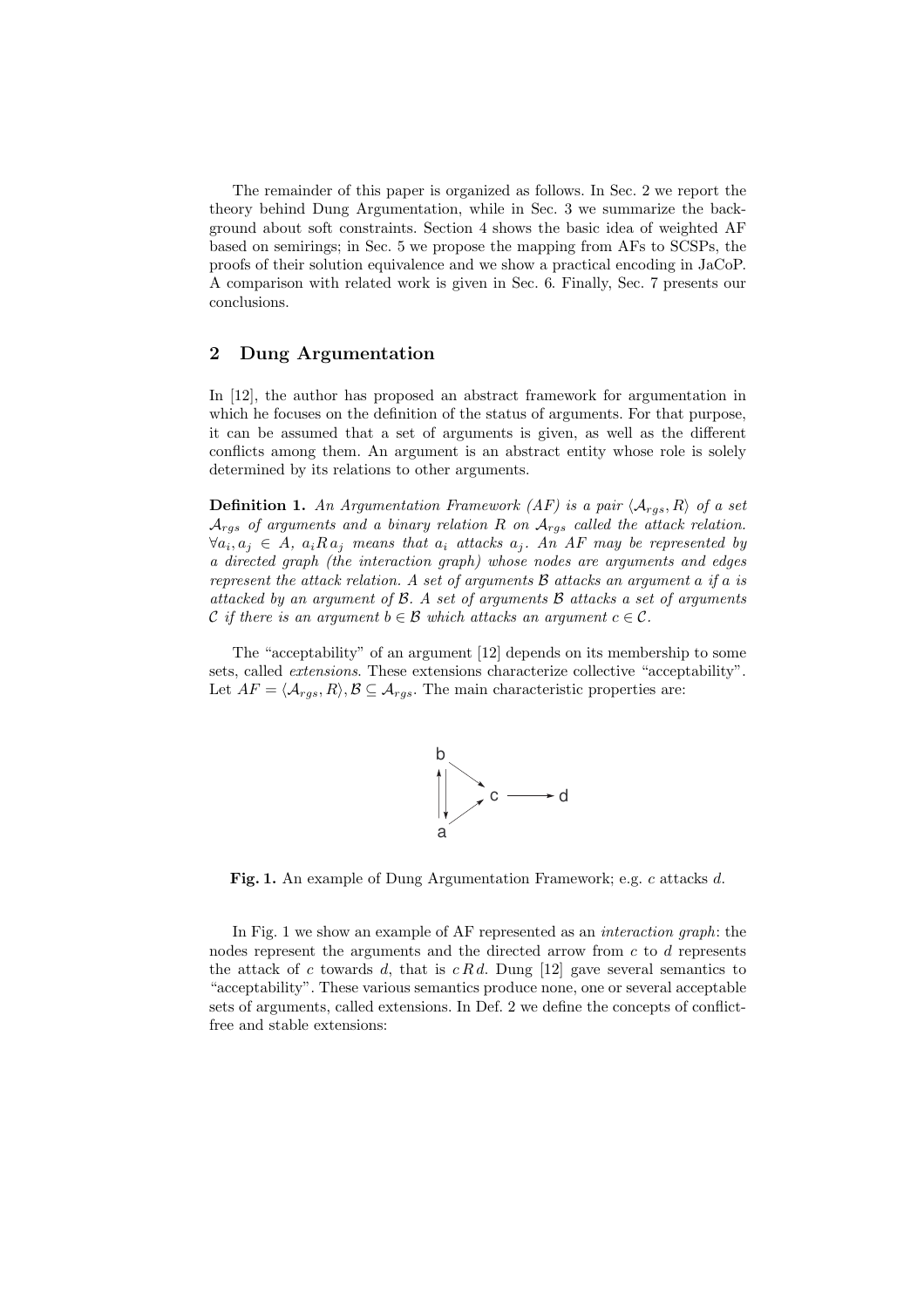The remainder of this paper is organized as follows. In Sec. 2 we report the theory behind Dung Argumentation, while in Sec. 3 we summarize the background about soft constraints. Section 4 shows the basic idea of weighted AF based on semirings; in Sec. 5 we propose the mapping from AFs to SCSPs, the proofs of their solution equivalence and we show a practical encoding in JaCoP. A comparison with related work is given in Sec. 6. Finally, Sec. 7 presents our conclusions.

## 2 Dung Argumentation

In [12], the author has proposed an abstract framework for argumentation in which he focuses on the definition of the status of arguments. For that purpose, it can be assumed that a set of arguments is given, as well as the different conflicts among them. An argument is an abstract entity whose role is solely determined by its relations to other arguments.

**Definition 1.** *An Argumentation Framework (AF) is a pair $\langle \mathcal{A}_{rgs}, R \rangle$ of a set $\mathcal{A}_{rgs}$ of arguments and a binary relation $R$ on $\mathcal{A}_{rgs}$ called the attack relation. $\forall a_i, a_j \in A$, $a_i R\, a_j$ means that $a_i$ attacks $a_j$. An AF may be represented by a directed graph (the interaction graph) whose nodes are arguments and edges represent the attack relation. A set of arguments $\mathcal{B}$ attacks an argument $a$ if $a$ is attacked by an argument of $\mathcal{B}$. A set of arguments $\mathcal{B}$ attacks a set of arguments $\mathcal{C}$ if there is an argument $b \in \mathcal{B}$ which attacks an argument $c \in \mathcal{C}$.*

The "acceptability" of an argument [12] depends on its membership to some sets, called *extensions*. These extensions characterize collective "acceptability". Let $AF = \langle \mathcal{A}_{rgs}, R \rangle, \mathcal{B} \subseteq \mathcal{A}_{rgs}$. The main characteristic properties are:

**Fig. 1.** An example of Dung Argumentation Framework; e.g. $c$ attacks $d$.

In Fig. 1 we show an example of AF represented as an *interaction graph*: the nodes represent the arguments and the directed arrow from $c$ to $d$ represents the attack of $c$ towards $d$, that is $c\, R\, d$. Dung [12] gave several semantics to "acceptability". These various semantics produce none, one or several acceptable sets of arguments, called extensions. In Def. 2 we define the concepts of conflict-free and stable extensions: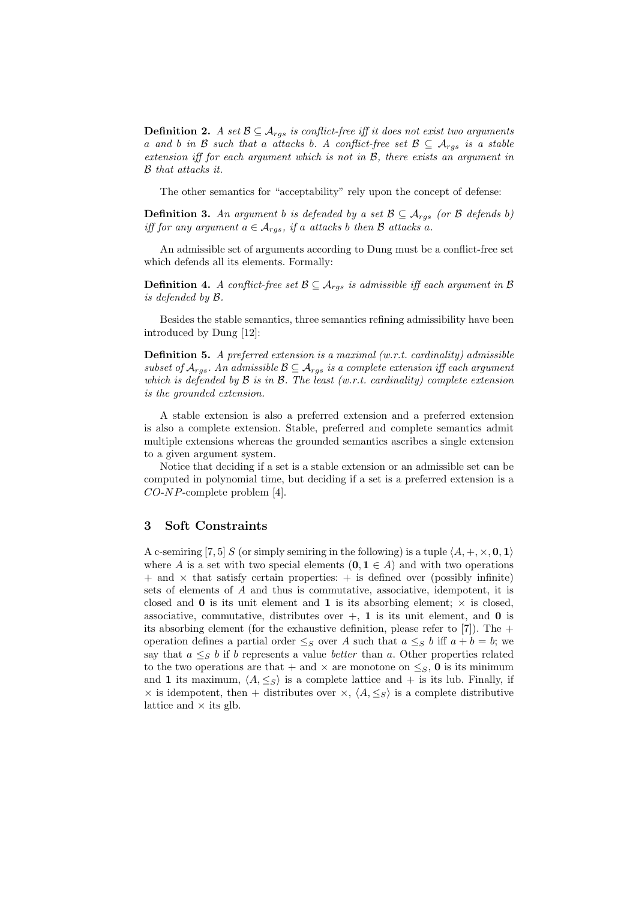**Definition 2.** *A set $\mathcal{B} \subseteq \mathcal{A}_{rgs}$ is conflict-free iff it does not exist two arguments $a$ and $b$ in $\mathcal{B}$ such that $a$ attacks $b$. A conflict-free set $\mathcal{B} \subseteq \mathcal{A}_{rgs}$ is a stable extension iff for each argument which is not in $\mathcal{B}$, there exists an argument in $\mathcal{B}$ that attacks it.*

The other semantics for "acceptability" rely upon the concept of defense:

**Definition 3.** *An argument $b$ is defended by a set $\mathcal{B} \subseteq \mathcal{A}_{rgs}$ (or $\mathcal{B}$ defends $b$) iff for any argument $a \in \mathcal{A}_{rgs}$, if $a$ attacks $b$ then $\mathcal{B}$ attacks $a$.*

An admissible set of arguments according to Dung must be a conflict-free set which defends all its elements. Formally:

**Definition 4.** *A conflict-free set $\mathcal{B} \subseteq \mathcal{A}_{rgs}$ is admissible iff each argument in $\mathcal{B}$ is defended by $\mathcal{B}$.*

Besides the stable semantics, three semantics refining admissibility have been introduced by Dung [12]:

**Definition 5.** *A preferred extension is a maximal (w.r.t. cardinality) admissible subset of $\mathcal{A}_{rgs}$. An admissible $\mathcal{B} \subseteq \mathcal{A}_{rgs}$ is a complete extension iff each argument which is defended by $\mathcal{B}$ is in $\mathcal{B}$. The least (w.r.t. cardinality) complete extension is the grounded extension.*

A stable extension is also a preferred extension and a preferred extension is also a complete extension. Stable, preferred and complete semantics admit multiple extensions whereas the grounded semantics ascribes a single extension to a given argument system.

Notice that deciding if a set is a stable extension or an admissible set can be computed in polynomial time, but deciding if a set is a preferred extension is a $CO$-$NP$-complete problem [4].

## 3 Soft Constraints

A c-semiring [7, 5] $S$ (or simply semiring in the following) is a tuple $\langle A, +, \times, \mathbf{0}, \mathbf{1} \rangle$ where $A$ is a set with two special elements ($\mathbf{0}, \mathbf{1} \in A$) and with two operations $+$ and $\times$ that satisfy certain properties: $+$ is defined over (possibly infinite) sets of elements of $A$ and thus is commutative, associative, idempotent, it is closed and $\mathbf{0}$ is its unit element and $\mathbf{1}$ is its absorbing element; $\times$ is closed, associative, commutative, distributes over $+$, $\mathbf{1}$ is its unit element, and $\mathbf{0}$ is its absorbing element (for the exhaustive definition, please refer to [7]). The $+$ operation defines a partial order $\leq_S$ over $A$ such that $a \leq_S b$ iff $a + b = b$; we say that $a \leq_S b$ if $b$ represents a value *better* than $a$. Other properties related to the two operations are that $+$ and $\times$ are monotone on $\leq_S$, $\mathbf{0}$ is its minimum and $\mathbf{1}$ its maximum, $\langle A, \leq_S \rangle$ is a complete lattice and $+$ is its lub. Finally, if $\times$ is idempotent, then $+$ distributes over $\times$, $\langle A, \leq_S \rangle$ is a complete distributive lattice and $\times$ its glb.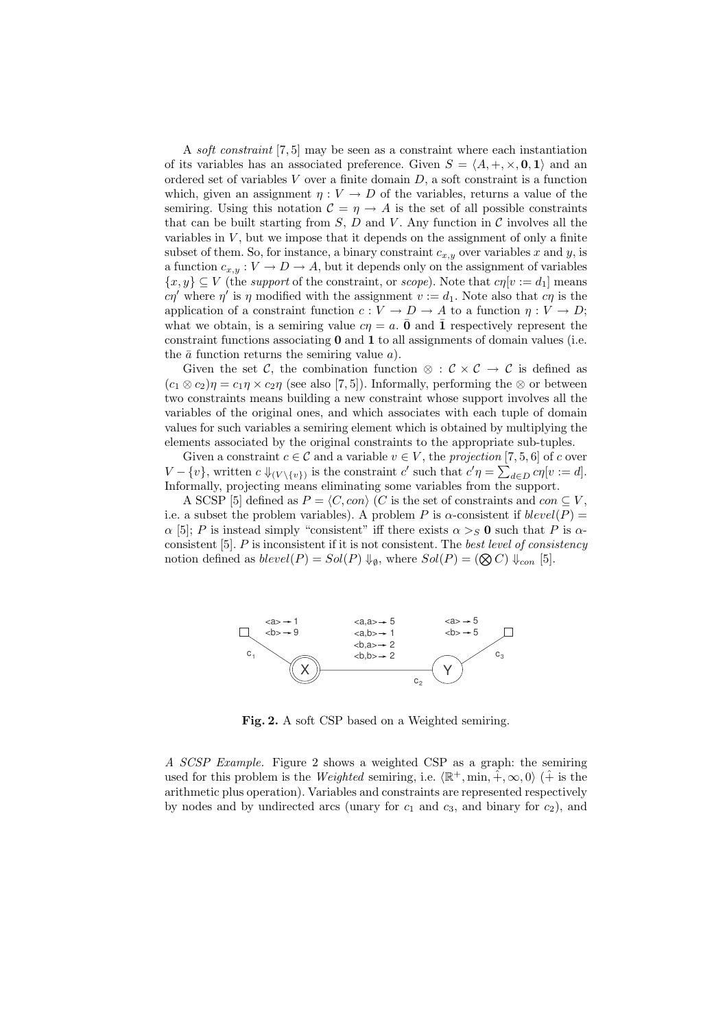A *soft constraint* [7, 5] may be seen as a constraint where each instantiation of its variables has an associated preference. Given $S = \langle A, +, \times, \mathbf{0}, \mathbf{1} \rangle$ and an ordered set of variables $V$ over a finite domain $D$, a soft constraint is a function which, given an assignment $\eta : V \to D$ of the variables, returns a value of the semiring. Using this notation $\mathcal{C} = \eta \to A$ is the set of all possible constraints that can be built starting from $S$, $D$ and $V$. Any function in $\mathcal{C}$ involves all the variables in $V$, but we impose that it depends on the assignment of only a finite subset of them. So, for instance, a binary constraint $c_{x,y}$ over variables $x$ and $y$, is a function $c_{x,y} : V \to D \to A$, but it depends only on the assignment of variables $\{x, y\} \subseteq V$ (the *support* of the constraint, or *scope*). Note that $c\eta[v := d_1]$ means $c\eta'$ where $\eta'$ is $\eta$ modified with the assignment $v := d_1$. Note also that $c\eta$ is the application of a constraint function $c : V \to D \to A$ to a function $\eta : V \to D$; what we obtain, is a semiring value $c\eta = a$. $\bar{\mathbf{0}}$ and $\bar{\mathbf{1}}$ respectively represent the constraint functions associating $\mathbf{0}$ and $\mathbf{1}$ to all assignments of domain values (i.e. the $\bar{a}$ function returns the semiring value $a$).

Given the set $\mathcal{C}$, the combination function $\otimes : \mathcal{C} \times \mathcal{C} \to \mathcal{C}$ is defined as $(c_1 \otimes c_2)\eta = c_1\eta \times c_2\eta$ (see also [7, 5]). Informally, performing the $\otimes$ or between two constraints means building a new constraint whose support involves all the variables of the original ones, and which associates with each tuple of domain values for such variables a semiring element which is obtained by multiplying the elements associated by the original constraints to the appropriate sub-tuples.

Given a constraint $c \in \mathcal{C}$ and a variable $v \in V$, the *projection* [7, 5, 6] of $c$ over $V - \{v\}$, written $c \Downarrow_{(V \setminus \{v\})}$ is the constraint $c'$ such that $c'\eta = \sum_{d \in D} c\eta[v := d]$. Informally, projecting means eliminating some variables from the support.

A SCSP [5] defined as $P = \langle C, con \rangle$ ($C$ is the set of constraints and $con \subseteq V$, i.e. a subset the problem variables). A problem $P$ is $\alpha$-consistent if $blevel(P) = \alpha$ [5]; $P$ is instead simply "consistent" iff there exists $\alpha >_S \mathbf{0}$ such that $P$ is $\alpha$-consistent [5]. $P$ is inconsistent if it is not consistent. The *best level of consistency* notion defined as $blevel(P) = Sol(P) \Downarrow_{\emptyset}$, where $Sol(P) = (\bigotimes C) \Downarrow_{con}$ [5].

**Fig. 2.** A soft CSP based on a Weighted semiring.

*A SCSP Example.* Figure 2 shows a weighted CSP as a graph: the semiring used for this problem is the *Weighted* semiring, i.e. $\langle \mathbb{R}^+, \min, \hat{+}, \infty, 0 \rangle$ ($\hat{+}$ is the arithmetic plus operation). Variables and constraints are represented respectively by nodes and by undirected arcs (unary for $c_1$ and $c_3$, and binary for $c_2$), and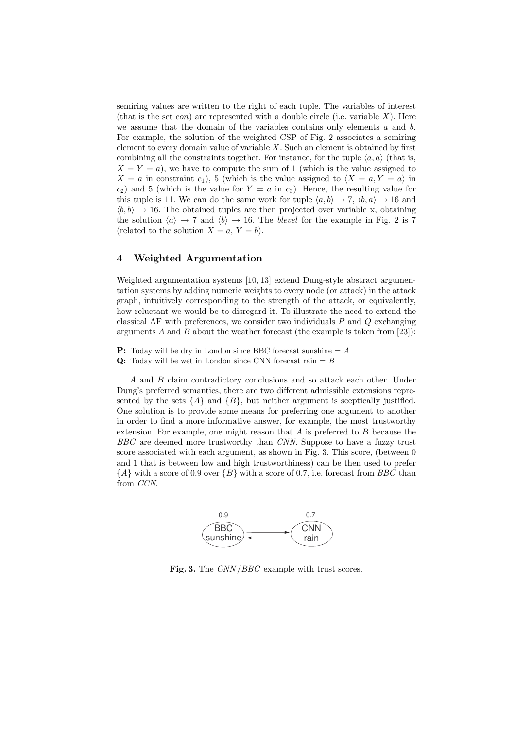semiring values are written to the right of each tuple. The variables of interest (that is the set *con*) are represented with a double circle (i.e. variable $X$). Here we assume that the domain of the variables contains only elements $a$ and $b$. For example, the solution of the weighted CSP of Fig. 2 associates a semiring element to every domain value of variable $X$. Such an element is obtained by first combining all the constraints together. For instance, for the tuple $\langle a, a\rangle$ (that is, $X = Y = a$), we have to compute the sum of 1 (which is the value assigned to $X = a$ in constraint $c_1$), 5 (which is the value assigned to $\langle X = a, Y = a\rangle$ in $c_2$) and 5 (which is the value for $Y = a$ in $c_3$). Hence, the resulting value for this tuple is 11. We can do the same work for tuple $\langle a, b\rangle \rightarrow 7$, $\langle b, a\rangle \rightarrow 16$ and $\langle b, b\rangle \rightarrow 16$. The obtained tuples are then projected over variable x, obtaining the solution $\langle a\rangle \rightarrow 7$ and $\langle b\rangle \rightarrow 16$. The *blevel* for the example in Fig. 2 is 7 (related to the solution $X = a$, $Y = b$).

## 4 Weighted Argumentation

Weighted argumentation systems [10, 13] extend Dung-style abstract argumentation systems by adding numeric weights to every node (or attack) in the attack graph, intuitively corresponding to the strength of the attack, or equivalently, how reluctant we would be to disregard it. To illustrate the need to extend the classical AF with preferences, we consider two individuals $P$ and $Q$ exchanging arguments $A$ and $B$ about the weather forecast (the example is taken from [23]):

**P:** Today will be dry in London since BBC forecast sunshine = $A$
**Q:** Today will be wet in London since CNN forecast rain = $B$

$A$ and $B$ claim contradictory conclusions and so attack each other. Under Dung's preferred semantics, there are two different admissible extensions represented by the sets $\{A\}$ and $\{B\}$, but neither argument is sceptically justified. One solution is to provide some means for preferring one argument to another in order to find a more informative answer, for example, the most trustworthy extension. For example, one might reason that $A$ is preferred to $B$ because the *BBC* are deemed more trustworthy than *CNN*. Suppose to have a fuzzy trust score associated with each argument, as shown in Fig. 3. This score, (between 0 and 1 that is between low and high trustworthiness) can be then used to prefer $\{A\}$ with a score of 0.9 over $\{B\}$ with a score of 0.7, i.e. forecast from *BBC* than from *CCN*.

0.9 BBC sunshine ⇄ 0.7 CNN rain

**Fig. 3.** The *CNN*/*BBC* example with trust scores.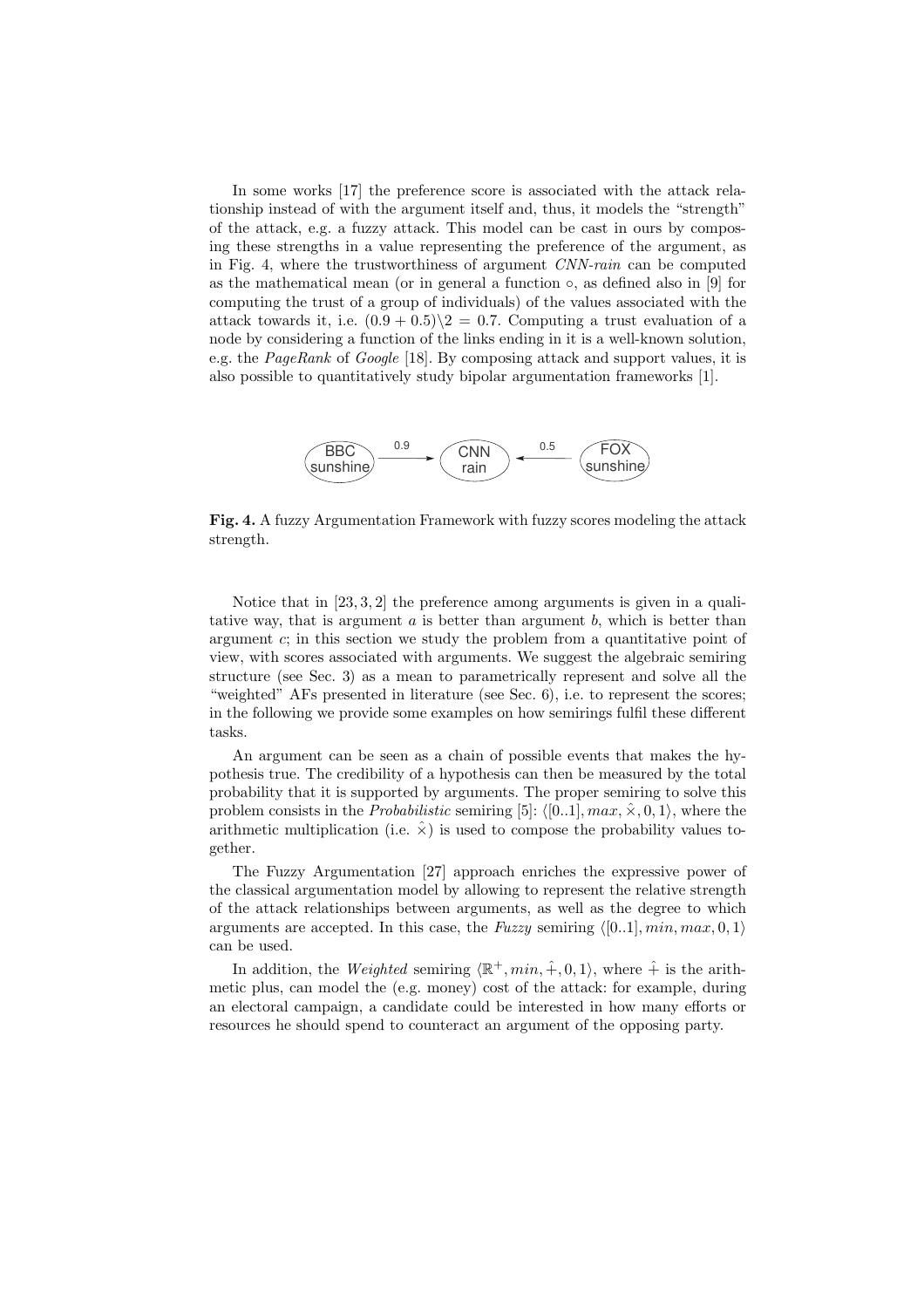In some works [17] the preference score is associated with the attack relationship instead of with the argument itself and, thus, it models the "strength" of the attack, e.g. a fuzzy attack. This model can be cast in ours by composing these strengths in a value representing the preference of the argument, as in Fig. 4, where the trustworthiness of argument *CNN-rain* can be computed as the mathematical mean (or in general a function $\circ$, as defined also in [9] for computing the trust of a group of individuals) of the values associated with the attack towards it, i.e. $(0.9 + 0.5)\backslash 2 = 0.7$. Computing a trust evaluation of a node by considering a function of the links ending in it is a well-known solution, e.g. the *PageRank* of *Google* [18]. By composing attack and support values, it is also possible to quantitatively study bipolar argumentation frameworks [1].

**Fig. 4.** A fuzzy Argumentation Framework with fuzzy scores modeling the attack strength.

Notice that in [23, 3, 2] the preference among arguments is given in a qualitative way, that is argument $a$ is better than argument $b$, which is better than argument $c$; in this section we study the problem from a quantitative point of view, with scores associated with arguments. We suggest the algebraic semiring structure (see Sec. 3) as a mean to parametrically represent and solve all the "weighted" AFs presented in literature (see Sec. 6), i.e. to represent the scores; in the following we provide some examples on how semirings fulfil these different tasks.

An argument can be seen as a chain of possible events that makes the hypothesis true. The credibility of a hypothesis can then be measured by the total probability that it is supported by arguments. The proper semiring to solve this problem consists in the *Probabilistic* semiring [5]: $\langle [0..1], max, \hat{\times}, 0, 1 \rangle$, where the arithmetic multiplication (i.e. $\hat{\times}$) is used to compose the probability values together.

The Fuzzy Argumentation [27] approach enriches the expressive power of the classical argumentation model by allowing to represent the relative strength of the attack relationships between arguments, as well as the degree to which arguments are accepted. In this case, the *Fuzzy* semiring $\langle [0..1], min, max, 0, 1 \rangle$ can be used.

In addition, the *Weighted* semiring $\langle \mathbb{R}^+, min, \hat{+}, 0, 1 \rangle$, where $\hat{+}$ is the arithmetic plus, can model the (e.g. money) cost of the attack: for example, during an electoral campaign, a candidate could be interested in how many efforts or resources he should spend to counteract an argument of the opposing party.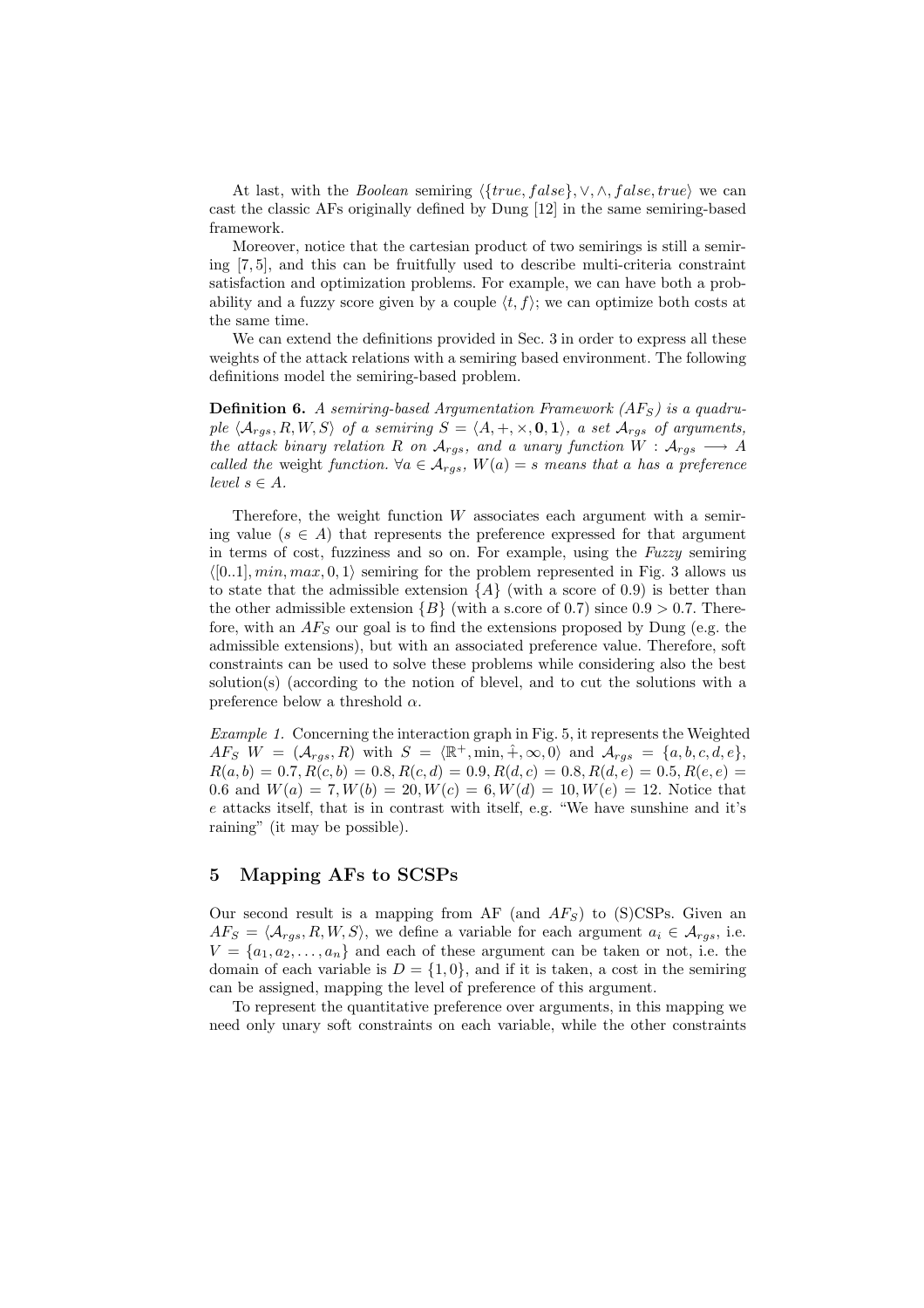At last, with the *Boolean* semiring $\langle\{true, false\}, \vee, \wedge, false, true\rangle$ we can cast the classic AFs originally defined by Dung [12] in the same semiring-based framework.

Moreover, notice that the cartesian product of two semirings is still a semiring [7, 5], and this can be fruitfully used to describe multi-criteria constraint satisfaction and optimization problems. For example, we can have both a probability and a fuzzy score given by a couple $\langle t, f\rangle$; we can optimize both costs at the same time.

We can extend the definitions provided in Sec. 3 in order to express all these weights of the attack relations with a semiring based environment. The following definitions model the semiring-based problem.

**Definition 6.** *A semiring-based Argumentation Framework ($AF_S$) is a quadruple $\langle \mathcal{A}_{rgs}, R, W, S\rangle$ of a semiring $S = \langle A, +, \times, \mathbf{0}, \mathbf{1}\rangle$, a set $\mathcal{A}_{rgs}$ of arguments, the attack binary relation $R$ on $\mathcal{A}_{rgs}$, and a unary function $W : \mathcal{A}_{rgs} \longrightarrow A$ called the* weight *function. $\forall a \in \mathcal{A}_{rgs}$, $W(a) = s$ means that $a$ has a preference level $s \in A$.*

Therefore, the weight function $W$ associates each argument with a semiring value ($s \in A$) that represents the preference expressed for that argument in terms of cost, fuzziness and so on. For example, using the *Fuzzy* semiring $\langle[0..1], min, max, 0, 1\rangle$ semiring for the problem represented in Fig. 3 allows us to state that the admissible extension $\{A\}$ (with a score of 0.9) is better than the other admissible extension $\{B\}$ (with a s.core of 0.7) since $0.9 > 0.7$. Therefore, with an $AF_S$ our goal is to find the extensions proposed by Dung (e.g. the admissible extensions), but with an associated preference value. Therefore, soft constraints can be used to solve these problems while considering also the best solution(s) (according to the notion of blevel, and to cut the solutions with a preference below a threshold $\alpha$.

*Example 1.* Concerning the interaction graph in Fig. 5, it represents the Weighted $AF_S$ $W = (\mathcal{A}_{rgs}, R)$ with $S = \langle\mathbb{R}^+, \min, \hat{+}, \infty, 0\rangle$ and $\mathcal{A}_{rgs} = \{a, b, c, d, e\}$, $R(a, b) = 0.7, R(c, b) = 0.8, R(c, d) = 0.9, R(d, c) = 0.8, R(d, e) = 0.5, R(e, e) = 0.6$ and $W(a) = 7, W(b) = 20, W(c) = 6, W(d) = 10, W(e) = 12$. Notice that $e$ attacks itself, that is in contrast with itself, e.g. "We have sunshine and it's raining" (it may be possible).

## 5 Mapping AFs to SCSPs

Our second result is a mapping from AF (and $AF_S$) to (S)CSPs. Given an $AF_S = \langle\mathcal{A}_{rgs}, R, W, S\rangle$, we define a variable for each argument $a_i \in \mathcal{A}_{rgs}$, i.e. $V = \{a_1, a_2, \ldots, a_n\}$ and each of these argument can be taken or not, i.e. the domain of each variable is $D = \{1, 0\}$, and if it is taken, a cost in the semiring can be assigned, mapping the level of preference of this argument.

To represent the quantitative preference over arguments, in this mapping we need only unary soft constraints on each variable, while the other constraints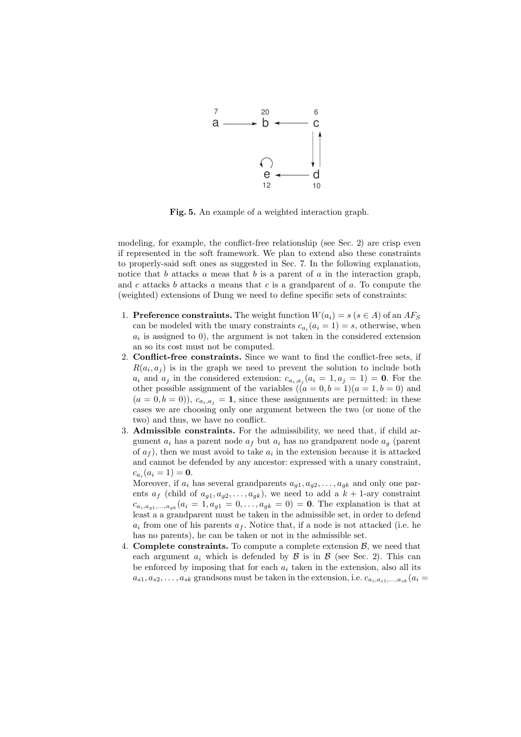**Fig. 5.** An example of a weighted interaction graph.

modeling, for example, the conflict-free relationship (see Sec. 2) are crisp even if represented in the soft framework. We plan to extend also these constraints to properly-said soft ones as suggested in Sec. 7. In the following explanation, notice that $b$ attacks $a$ meas that $b$ is a parent of $a$ in the interaction graph, and $c$ attacks $b$ attacks $a$ means that $c$ is a grandparent of $a$. To compute the (weighted) extensions of Dung we need to define specific sets of constraints:

1. **Preference constraints.** The weight function $W(a_i) = s$ ($s \in A$) of an $AF_S$ can be modeled with the unary constraints $c_{a_i}(a_i = 1) = s$, otherwise, when $a_i$ is assigned to 0), the argument is not taken in the considered extension an so its cost must not be computed.
2. **Conflict-free constraints.** Since we want to find the conflict-free sets, if $R(a_i, a_j)$ is in the graph we need to prevent the solution to include both $a_i$ and $a_j$ in the considered extension: $c_{a_i,a_j}(a_i = 1, a_j = 1) = \mathbf{0}$. For the other possible assignment of the variables ($(a = 0, b = 1)(a = 1, b = 0)$ and $(a = 0, b = 0)$), $c_{a_i,a_j} = \mathbf{1}$, since these assignments are permitted: in these cases we are choosing only one argument between the two (or none of the two) and thus, we have no conflict.
3. **Admissible constraints.** For the admissibility, we need that, if child argument $a_i$ has a parent node $a_f$ but $a_i$ has no grandparent node $a_g$ (parent of $a_f$), then we must avoid to take $a_i$ in the extension because it is attacked and cannot be defended by any ancestor: expressed with a unary constraint, $c_{a_i}(a_i = 1) = \mathbf{0}$.
   Moreover, if $a_i$ has several grandparents $a_{g1}, a_{g2}, \ldots, a_{gk}$ and only one parents $a_f$ (child of $a_{g1}, a_{g2}, \ldots, a_{gk}$), we need to add a $k+1$-ary constraint $c_{a_i,a_{g1},\ldots,a_{gk}}(a_i = 1, a_{g1} = 0, \ldots, a_{gk} = 0) = \mathbf{0}$. The explanation is that at least a a grandparent must be taken in the admissible set, in order to defend $a_i$ from one of his parents $a_f$. Notice that, if a node is not attacked (i.e. he has no parents), he can be taken or not in the admissible set.
4. **Complete constraints.** To compute a complete extension $\mathcal{B}$, we need that each argument $a_i$ which is defended by $\mathcal{B}$ is in $\mathcal{B}$ (see Sec. 2). This can be enforced by imposing that for each $a_i$ taken in the extension, also all its $a_{s1}, a_{s2}, \ldots, a_{sk}$ grandsons must be taken in the extension, i.e. $c_{a_i,a_{s1},\ldots,a_{sk}}(a_i =$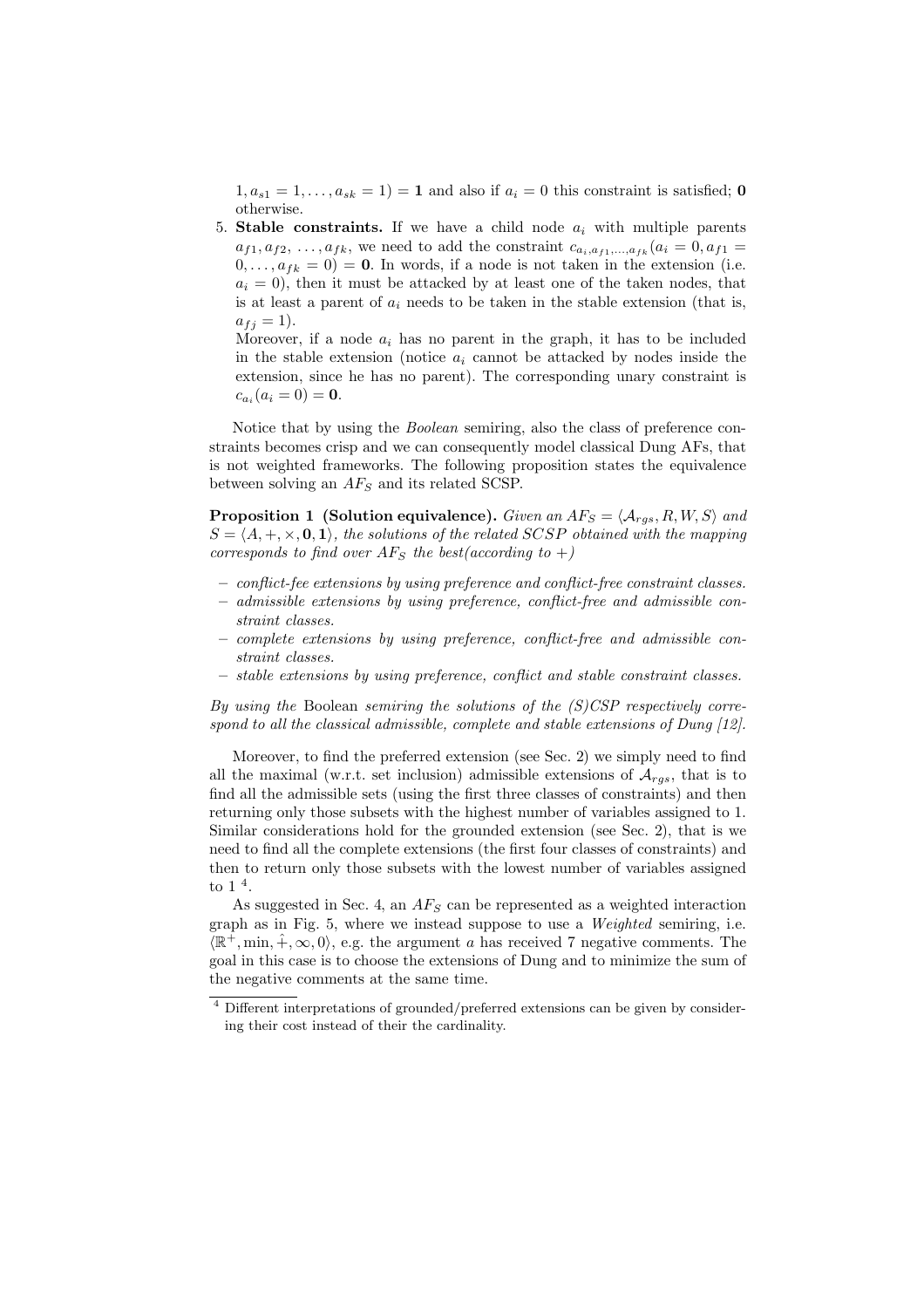$1, a_{s1} = 1, \ldots, a_{sk} = 1) = \mathbf{1}$ and also if $a_i = 0$ this constraint is satisfied; $\mathbf{0}$ otherwise.

5. **Stable constraints.** If we have a child node $a_i$ with multiple parents $a_{f1}, a_{f2}, \ldots, a_{fk}$, we need to add the constraint $c_{a_i, a_{f1}, \ldots, a_{fk}}(a_i = 0, a_{f1} = 0, \ldots, a_{fk} = 0) = \mathbf{0}$. In words, if a node is not taken in the extension (i.e. $a_i = 0$), then it must be attacked by at least one of the taken nodes, that is at least a parent of $a_i$ needs to be taken in the stable extension (that is, $a_{fj} = 1$).
   Moreover, if a node $a_i$ has no parent in the graph, it has to be included in the stable extension (notice $a_i$ cannot be attacked by nodes inside the extension, since he has no parent). The corresponding unary constraint is $c_{a_i}(a_i = 0) = \mathbf{0}$.

Notice that by using the *Boolean* semiring, also the class of preference constraints becomes crisp and we can consequently model classical Dung AFs, that is not weighted frameworks. The following proposition states the equivalence between solving an $AF_S$ and its related SCSP.

**Proposition 1 (Solution equivalence).** *Given an $AF_S = \langle \mathcal{A}_{rgs}, R, W, S \rangle$ and $S = \langle A, +, \times, \mathbf{0}, \mathbf{1} \rangle$, the solutions of the related $SCSP$ obtained with the mapping corresponds to find over $AF_S$ the best(according to $+$)*

- *conflict-fee extensions by using preference and conflict-free constraint classes.*
- *admissible extensions by using preference, conflict-free and admissible constraint classes.*
- *complete extensions by using preference, conflict-free and admissible constraint classes.*
- *stable extensions by using preference, conflict and stable constraint classes.*

*By using the* Boolean *semiring the solutions of the (S)CSP respectively correspond to all the classical admissible, complete and stable extensions of Dung [12].*

Moreover, to find the preferred extension (see Sec. 2) we simply need to find all the maximal (w.r.t. set inclusion) admissible extensions of $\mathcal{A}_{rgs}$, that is to find all the admissible sets (using the first three classes of constraints) and then returning only those subsets with the highest number of variables assigned to 1. Similar considerations hold for the grounded extension (see Sec. 2), that is we need to find all the complete extensions (the first four classes of constraints) and then to return only those subsets with the lowest number of variables assigned to 1 [4].

As suggested in Sec. 4, an $AF_S$ can be represented as a weighted interaction graph as in Fig. 5, where we instead suppose to use a *Weighted* semiring, i.e. $\langle \mathbb{R}^+, \min, \hat{+}, \infty, 0 \rangle$, e.g. the argument $a$ has received 7 negative comments. The goal in this case is to choose the extensions of Dung and to minimize the sum of the negative comments at the same time.

[4] Different interpretations of grounded/preferred extensions can be given by considering their cost instead of their the cardinality.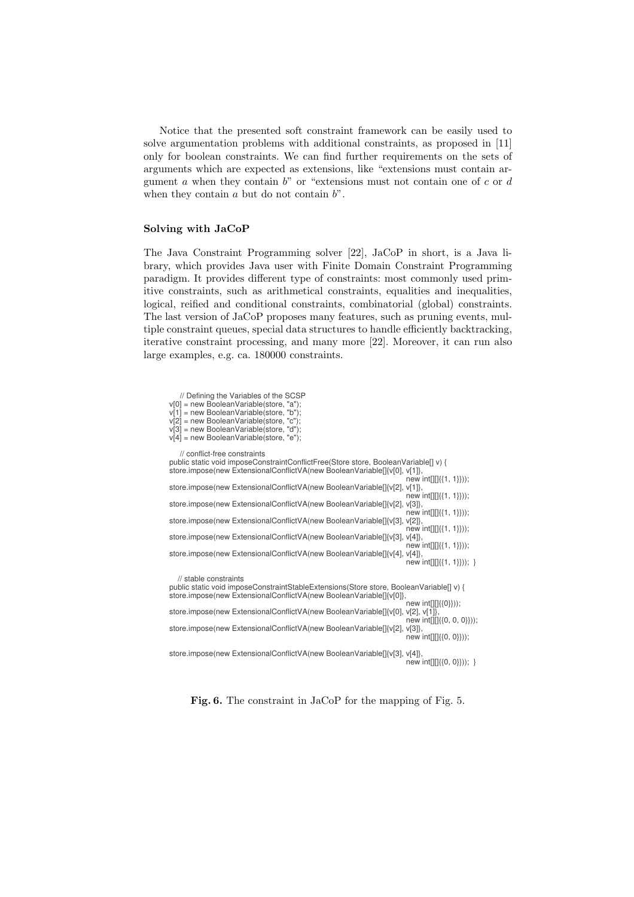Notice that the presented soft constraint framework can be easily used to solve argumentation problems with additional constraints, as proposed in [11] only for boolean constraints. We can find further requirements on the sets of arguments which are expected as extensions, like "extensions must contain argument $a$ when they contain $b$" or "extensions must not contain one of $c$ or $d$ when they contain $a$ but do not contain $b$".

### Solving with JaCoP

The Java Constraint Programming solver [22], JaCoP in short, is a Java library, which provides Java user with Finite Domain Constraint Programming paradigm. It provides different type of constraints: most commonly used primitive constraints, such as arithmetical constraints, equalities and inequalities, logical, reified and conditional constraints, combinatorial (global) constraints. The last version of JaCoP proposes many features, such as pruning events, multiple constraint queues, special data structures to handle efficiently backtracking, iterative constraint processing, and many more [22]. Moreover, it can run also large examples, e.g. ca. 180000 constraints.

```
    // Defining the Variables of the SCSP
v[0] = new BooleanVariable(store, "a");
v[1] = new BooleanVariable(store, "b");
v[2] = new BooleanVariable(store, "c");
v[3] = new BooleanVariable(store, "d");
v[4] = new BooleanVariable(store, "e");

    // conflict-free constraints
public static void imposeConstraintConflictFree(Store store, BooleanVariable[] v) {
store.impose(new ExtensionalConflictVA(new BooleanVariable[]{v[0], v[1]},
                                                          new int[][]{{1, 1}}));
store.impose(new ExtensionalConflictVA(new BooleanVariable[]{v[2], v[1]},
                                                          new int[][]{{1, 1}}));
store.impose(new ExtensionalConflictVA(new BooleanVariable[]{v[2], v[3]},
                                                          new int[][]{{1, 1}}));
store.impose(new ExtensionalConflictVA(new BooleanVariable[]{v[3], v[2]},
                                                          new int[][]{{1, 1}}));
store.impose(new ExtensionalConflictVA(new BooleanVariable[]{v[3], v[4]},
                                                          new int[][]{{1, 1}}));
store.impose(new ExtensionalConflictVA(new BooleanVariable[]{v[4], v[4]},
                                                          new int[][]{{1, 1}}));  }

    // stable constraints
public static void imposeConstraintStableExtensions(Store store, BooleanVariable[] v) {
store.impose(new ExtensionalConflictVA(new BooleanVariable[]{v[0]},
                                                          new int[][]{{0}}));
store.impose(new ExtensionalConflictVA(new BooleanVariable[]{v[0], v[2], v[1]},
                                                          new int[][]{{0, 0, 0}}));
store.impose(new ExtensionalConflictVA(new BooleanVariable[]{v[2], v[3]},
                                                          new int[][]{{0, 0}}));

store.impose(new ExtensionalConflictVA(new BooleanVariable[]{v[3], v[4]},
                                                          new int[][]{{0, 0}}));  }
```

**Fig. 6.** The constraint in JaCoP for the mapping of Fig. 5.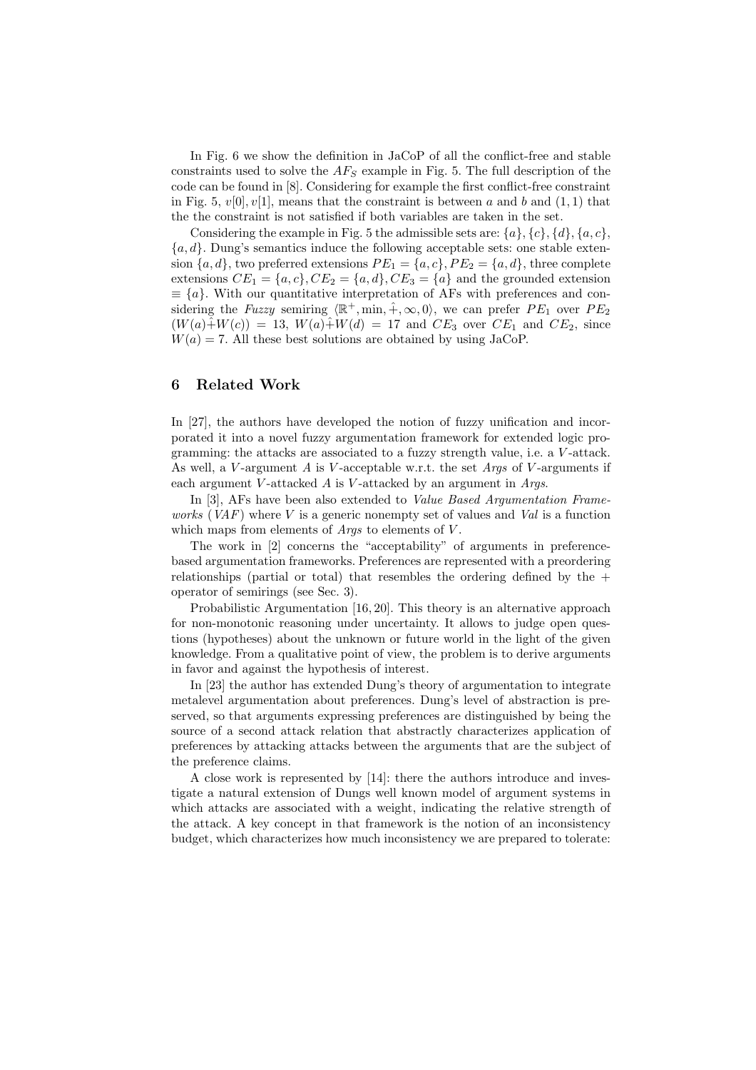In Fig. 6 we show the definition in JaCoP of all the conflict-free and stable constraints used to solve the $AF_S$ example in Fig. 5. The full description of the code can be found in [8]. Considering for example the first conflict-free constraint in Fig. 5, $v[0], v[1]$, means that the constraint is between $a$ and $b$ and $(1, 1)$ that the the constraint is not satisfied if both variables are taken in the set.

Considering the example in Fig. 5 the admissible sets are: $\{a\}, \{c\}, \{d\}, \{a, c\}$, $\{a, d\}$. Dung's semantics induce the following acceptable sets: one stable extension $\{a, d\}$, two preferred extensions $PE_1 = \{a, c\}, PE_2 = \{a, d\}$, three complete extensions $CE_1 = \{a, c\}, CE_2 = \{a, d\}, CE_3 = \{a\}$ and the grounded extension $\equiv \{a\}$. With our quantitative interpretation of AFs with preferences and considering the *Fuzzy* semiring $\langle \mathbb{R}^+, \min, \hat{+}, \infty, 0 \rangle$, we can prefer $PE_1$ over $PE_2$ $(W(a)\hat{+}W(c)) = 13$, $W(a)\hat{+}W(d) = 17$ and $CE_3$ over $CE_1$ and $CE_2$, since $W(a) = 7$. All these best solutions are obtained by using JaCoP.

## 6 Related Work

In [27], the authors have developed the notion of fuzzy unification and incorporated it into a novel fuzzy argumentation framework for extended logic programming: the attacks are associated to a fuzzy strength value, i.e. a $V$-attack. As well, a $V$-argument $A$ is $V$-acceptable w.r.t. the set *Args* of $V$-arguments if each argument $V$-attacked $A$ is $V$-attacked by an argument in *Args*.

In [3], AFs have been also extended to *Value Based Argumentation Frameworks* (*VAF*) where $V$ is a generic nonempty set of values and *Val* is a function which maps from elements of *Args* to elements of $V$.

The work in [2] concerns the "acceptability" of arguments in preference-based argumentation frameworks. Preferences are represented with a preordering relationships (partial or total) that resembles the ordering defined by the $+$ operator of semirings (see Sec. 3).

Probabilistic Argumentation [16, 20]. This theory is an alternative approach for non-monotonic reasoning under uncertainty. It allows to judge open questions (hypotheses) about the unknown or future world in the light of the given knowledge. From a qualitative point of view, the problem is to derive arguments in favor and against the hypothesis of interest.

In [23] the author has extended Dung's theory of argumentation to integrate metalevel argumentation about preferences. Dung's level of abstraction is preserved, so that arguments expressing preferences are distinguished by being the source of a second attack relation that abstractly characterizes application of preferences by attacking attacks between the arguments that are the subject of the preference claims.

A close work is represented by [14]: there the authors introduce and investigate a natural extension of Dungs well known model of argument systems in which attacks are associated with a weight, indicating the relative strength of the attack. A key concept in that framework is the notion of an inconsistency budget, which characterizes how much inconsistency we are prepared to tolerate: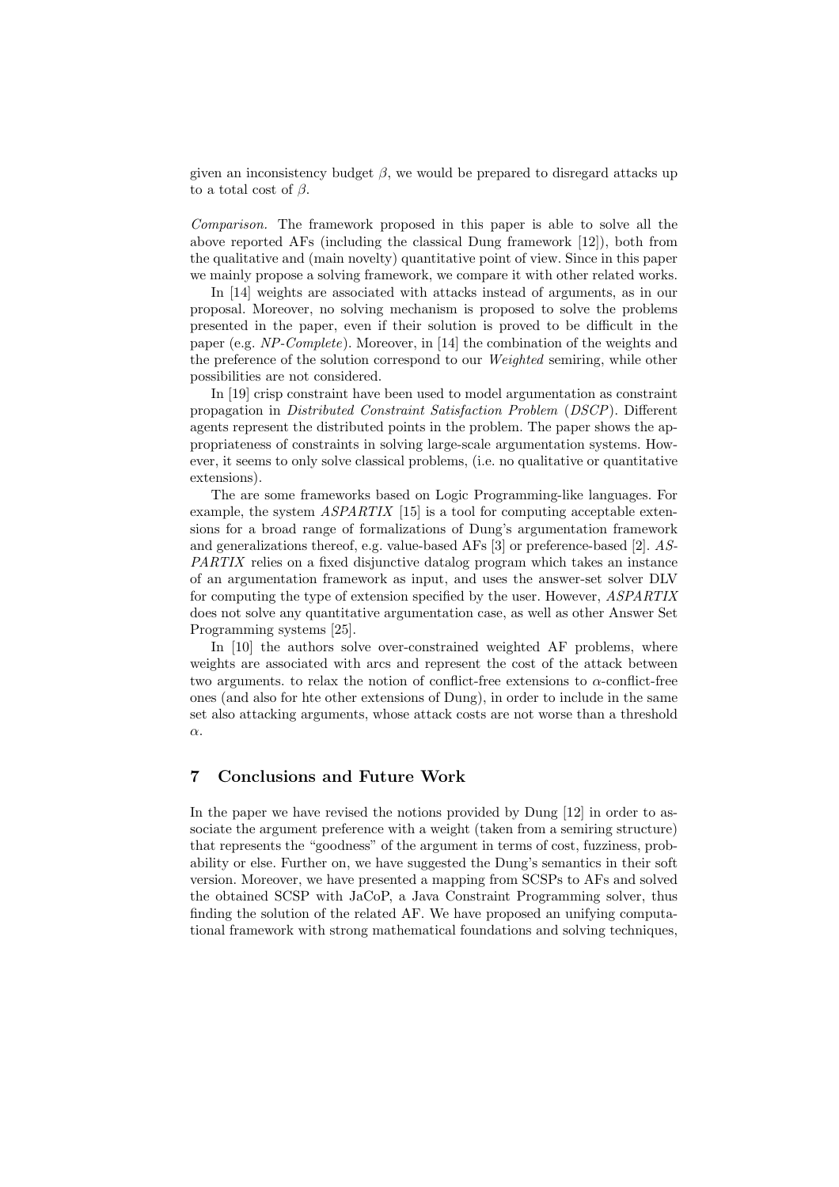given an inconsistency budget $\beta$, we would be prepared to disregard attacks up to a total cost of $\beta$.

*Comparison.* The framework proposed in this paper is able to solve all the above reported AFs (including the classical Dung framework [12]), both from the qualitative and (main novelty) quantitative point of view. Since in this paper we mainly propose a solving framework, we compare it with other related works.

In [14] weights are associated with attacks instead of arguments, as in our proposal. Moreover, no solving mechanism is proposed to solve the problems presented in the paper, even if their solution is proved to be difficult in the paper (e.g. *NP-Complete*). Moreover, in [14] the combination of the weights and the preference of the solution correspond to our *Weighted* semiring, while other possibilities are not considered.

In [19] crisp constraint have been used to model argumentation as constraint propagation in *Distributed Constraint Satisfaction Problem* (*DSCP*). Different agents represent the distributed points in the problem. The paper shows the appropriateness of constraints in solving large-scale argumentation systems. However, it seems to only solve classical problems, (i.e. no qualitative or quantitative extensions).

The are some frameworks based on Logic Programming-like languages. For example, the system *ASPARTIX* [15] is a tool for computing acceptable extensions for a broad range of formalizations of Dung's argumentation framework and generalizations thereof, e.g. value-based AFs [3] or preference-based [2]. *ASPARTIX* relies on a fixed disjunctive datalog program which takes an instance of an argumentation framework as input, and uses the answer-set solver DLV for computing the type of extension specified by the user. However, *ASPARTIX* does not solve any quantitative argumentation case, as well as other Answer Set Programming systems [25].

In [10] the authors solve over-constrained weighted AF problems, where weights are associated with arcs and represent the cost of the attack between two arguments. to relax the notion of conflict-free extensions to $\alpha$-conflict-free ones (and also for hte other extensions of Dung), in order to include in the same set also attacking arguments, whose attack costs are not worse than a threshold $\alpha$.

## 7 Conclusions and Future Work

In the paper we have revised the notions provided by Dung [12] in order to associate the argument preference with a weight (taken from a semiring structure) that represents the "goodness" of the argument in terms of cost, fuzziness, probability or else. Further on, we have suggested the Dung's semantics in their soft version. Moreover, we have presented a mapping from SCSPs to AFs and solved the obtained SCSP with JaCoP, a Java Constraint Programming solver, thus finding the solution of the related AF. We have proposed an unifying computational framework with strong mathematical foundations and solving techniques,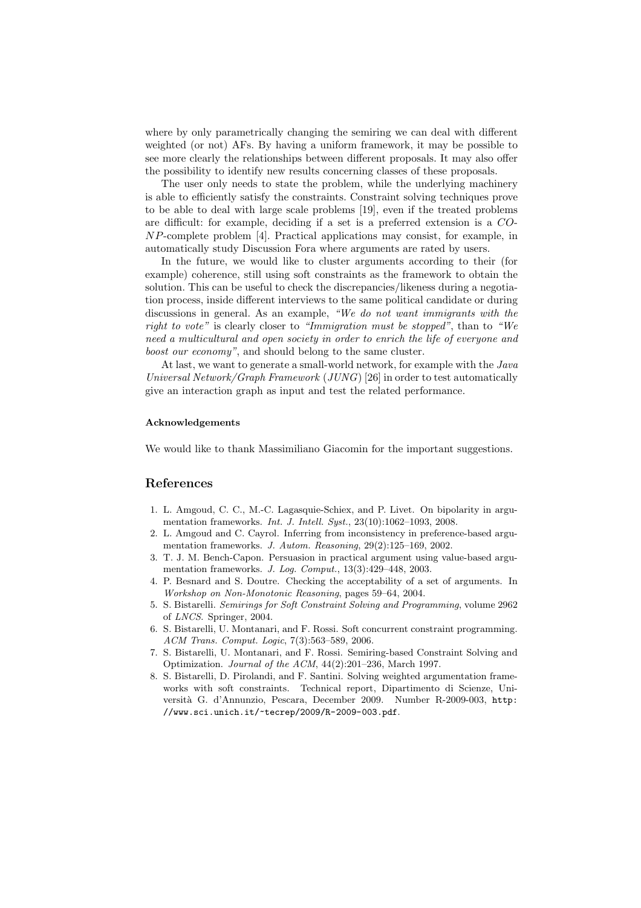where by only parametrically changing the semiring we can deal with different weighted (or not) AFs. By having a uniform framework, it may be possible to see more clearly the relationships between different proposals. It may also offer the possibility to identify new results concerning classes of these proposals.

The user only needs to state the problem, while the underlying machinery is able to efficiently satisfy the constraints. Constraint solving techniques prove to be able to deal with large scale problems [19], even if the treated problems are difficult: for example, deciding if a set is a preferred extension is a *CO-NP*-complete problem [4]. Practical applications may consist, for example, in automatically study Discussion Fora where arguments are rated by users.

In the future, we would like to cluster arguments according to their (for example) coherence, still using soft constraints as the framework to obtain the solution. This can be useful to check the discrepancies/likeness during a negotiation process, inside different interviews to the same political candidate or during discussions in general. As an example, *"We do not want immigrants with the right to vote"* is clearly closer to *"Immigration must be stopped"*, than to *"We need a multicultural and open society in order to enrich the life of everyone and boost our economy"*, and should belong to the same cluster.

At last, we want to generate a small-world network, for example with the *Java Universal Network/Graph Framework* (*JUNG*) [26] in order to test automatically give an interaction graph as input and test the related performance.

#### Acknowledgements

We would like to thank Massimiliano Giacomin for the important suggestions.

## References

1. L. Amgoud, C. C., M.-C. Lagasquie-Schiex, and P. Livet. On bipolarity in argumentation frameworks. *Int. J. Intell. Syst.*, 23(10):1062–1093, 2008.
2. L. Amgoud and C. Cayrol. Inferring from inconsistency in preference-based argumentation frameworks. *J. Autom. Reasoning*, 29(2):125–169, 2002.
3. T. J. M. Bench-Capon. Persuasion in practical argument using value-based argumentation frameworks. *J. Log. Comput.*, 13(3):429–448, 2003.
4. P. Besnard and S. Doutre. Checking the acceptability of a set of arguments. In *Workshop on Non-Monotonic Reasoning*, pages 59–64, 2004.
5. S. Bistarelli. *Semirings for Soft Constraint Solving and Programming*, volume 2962 of *LNCS*. Springer, 2004.
6. S. Bistarelli, U. Montanari, and F. Rossi. Soft concurrent constraint programming. *ACM Trans. Comput. Logic*, 7(3):563–589, 2006.
7. S. Bistarelli, U. Montanari, and F. Rossi. Semiring-based Constraint Solving and Optimization. *Journal of the ACM*, 44(2):201–236, March 1997.
8. S. Bistarelli, D. Pirolandi, and F. Santini. Solving weighted argumentation frameworks with soft constraints. Technical report, Dipartimento di Scienze, Università G. d'Annunzio, Pescara, December 2009. Number R-2009-003, `http://www.sci.unich.it/~tecrep/2009/R-2009-003.pdf`.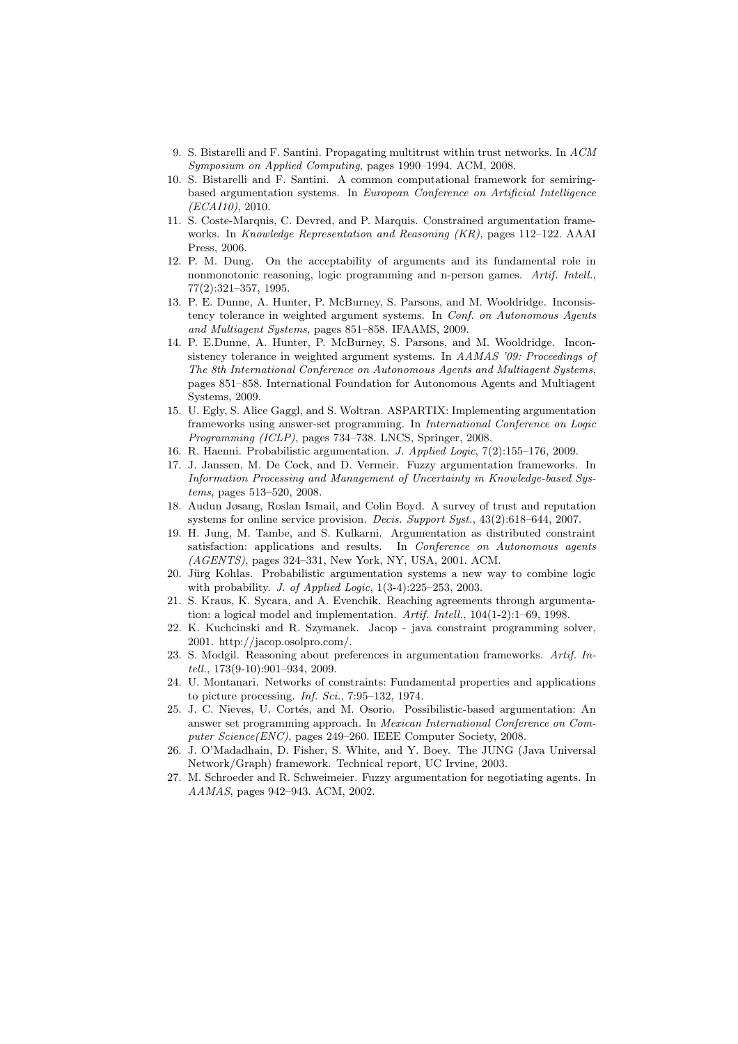9. S. Bistarelli and F. Santini. Propagating multitrust within trust networks. In *ACM Symposium on Applied Computing*, pages 1990–1994. ACM, 2008.
10. S. Bistarelli and F. Santini. A common computational framework for semiring-based argumentation systems. In *European Conference on Artificial Intelligence (ECAI10)*, 2010.
11. S. Coste-Marquis, C. Devred, and P. Marquis. Constrained argumentation frameworks. In *Knowledge Representation and Reasoning (KR)*, pages 112–122. AAAI Press, 2006.
12. P. M. Dung. On the acceptability of arguments and its fundamental role in nonmonotonic reasoning, logic programming and n-person games. *Artif. Intell.*, 77(2):321–357, 1995.
13. P. E. Dunne, A. Hunter, P. McBurney, S. Parsons, and M. Wooldridge. Inconsistency tolerance in weighted argument systems. In *Conf. on Autonomous Agents and Multiagent Systems*, pages 851–858. IFAAMS, 2009.
14. P. E.Dunne, A. Hunter, P. McBurney, S. Parsons, and M. Wooldridge. Inconsistency tolerance in weighted argument systems. In *AAMAS '09: Proceedings of The 8th International Conference on Autonomous Agents and Multiagent Systems*, pages 851–858. International Foundation for Autonomous Agents and Multiagent Systems, 2009.
15. U. Egly, S. Alice Gaggl, and S. Woltran. ASPARTIX: Implementing argumentation frameworks using answer-set programming. In *International Conference on Logic Programming (ICLP)*, pages 734–738. LNCS, Springer, 2008.
16. R. Haenni. Probabilistic argumentation. *J. Applied Logic*, 7(2):155–176, 2009.
17. J. Janssen, M. De Cock, and D. Vermeir. Fuzzy argumentation frameworks. In *Information Processing and Management of Uncertainty in Knowledge-based Systems*, pages 513–520, 2008.
18. Audun Jøsang, Roslan Ismail, and Colin Boyd. A survey of trust and reputation systems for online service provision. *Decis. Support Syst.*, 43(2):618–644, 2007.
19. H. Jung, M. Tambe, and S. Kulkarni. Argumentation as distributed constraint satisfaction: applications and results. In *Conference on Autonomous agents (AGENTS)*, pages 324–331, New York, NY, USA, 2001. ACM.
20. Jürg Kohlas. Probabilistic argumentation systems a new way to combine logic with probability. *J. of Applied Logic*, 1(3-4):225–253, 2003.
21. S. Kraus, K. Sycara, and A. Evenchik. Reaching agreements through argumentation: a logical model and implementation. *Artif. Intell.*, 104(1-2):1–69, 1998.
22. K. Kuchcinski and R. Szymanek. Jacop - java constraint programming solver, 2001. http://jacop.osolpro.com/.
23. S. Modgil. Reasoning about preferences in argumentation frameworks. *Artif. Intell.*, 173(9-10):901–934, 2009.
24. U. Montanari. Networks of constraints: Fundamental properties and applications to picture processing. *Inf. Sci.*, 7:95–132, 1974.
25. J. C. Nieves, U. Cortés, and M. Osorio. Possibilistic-based argumentation: An answer set programming approach. In *Mexican International Conference on Computer Science(ENC)*, pages 249–260. IEEE Computer Society, 2008.
26. J. O'Madadhain, D. Fisher, S. White, and Y. Boey. The JUNG (Java Universal Network/Graph) framework. Technical report, UC Irvine, 2003.
27. M. Schroeder and R. Schweimeier. Fuzzy argumentation for negotiating agents. In *AAMAS*, pages 942–943. ACM, 2002.